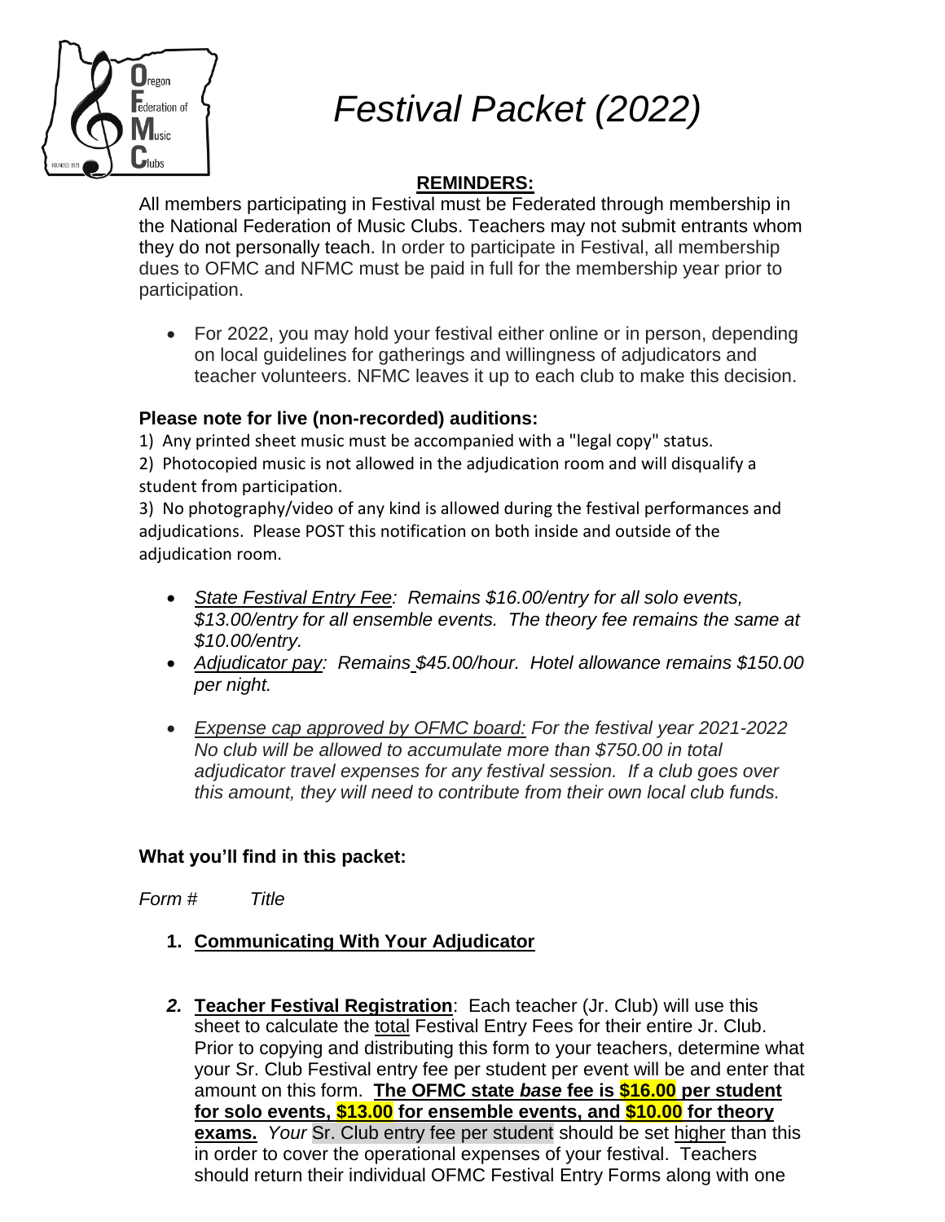Oregon Federation of Music Clubs

# *Festival Packet (2022)*

**REMINDERS:**

All members participating in Festival must be Federated through membership in the National Federation of Music Clubs. Teachers may not submit entrants whom they do not personally teach. In order to participate in Festival, all membership dues to OFMC and NFMC must be paid in full for the membership year prior to participation.

- For 2022, you may hold your festival either online or in person, depending on local guidelines for gatherings and willingness of adjudicators and teacher volunteers. NFMC leaves it up to each club to make this decision.

**Please note for live (non-recorded) auditions:**

1) Any printed sheet music must be accompanied with a "legal copy" status.
2) Photocopied music is not allowed in the adjudication room and will disqualify a student from participation.
3) No photography/video of any kind is allowed during the festival performances and adjudications. Please POST this notification on both inside and outside of the adjudication room.

- *State Festival Entry Fee: Remains $16.00/entry for all solo events, $13.00/entry for all ensemble events. The theory fee remains the same at $10.00/entry.*
- *Adjudicator pay: Remains $45.00/hour. Hotel allowance remains $150.00 per night.*
- *Expense cap approved by OFMC board: For the festival year 2021-2022 No club will be allowed to accumulate more than $750.00 in total adjudicator travel expenses for any festival session. If a club goes over this amount, they will need to contribute from their own local club funds.*

**What you'll find in this packet:**

*Form #* *Title*

1. **Communicating With Your Adjudicator**

2. **Teacher Festival Registration**: Each teacher (Jr. Club) will use this sheet to calculate the total Festival Entry Fees for their entire Jr. Club. Prior to copying and distributing this form to your teachers, determine what your Sr. Club Festival entry fee per student per event will be and enter that amount on this form. **The OFMC state *base* fee is $16.00 per student for solo events, $13.00 for ensemble events, and $10.00 for theory exams.** *Your* Sr. Club entry fee per student should be set higher than this in order to cover the operational expenses of your festival. Teachers should return their individual OFMC Festival Entry Forms along with one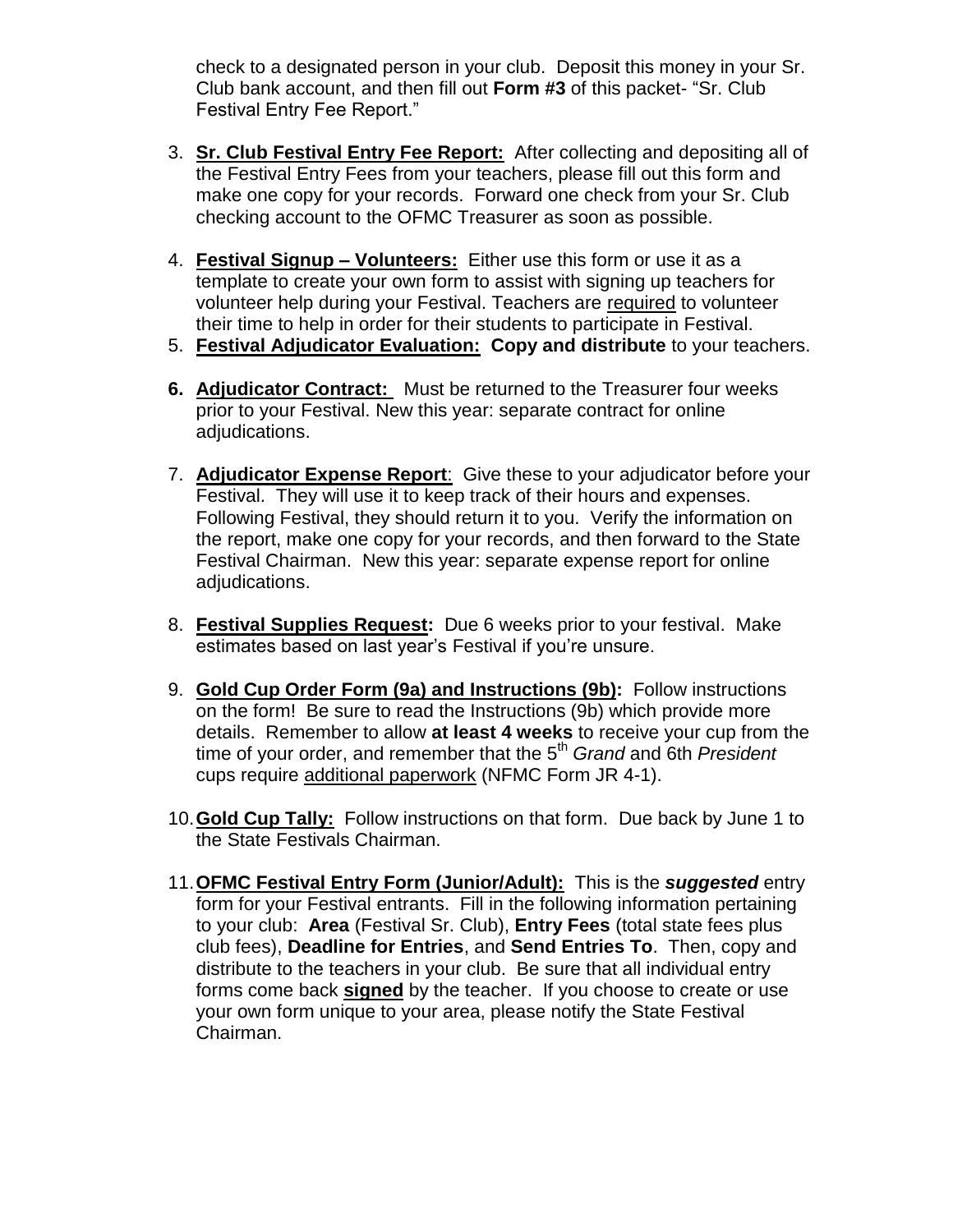check to a designated person in your club. Deposit this money in your Sr. Club bank account, and then fill out **Form #3** of this packet- "Sr. Club Festival Entry Fee Report."

3. **Sr. Club Festival Entry Fee Report:** After collecting and depositing all of the Festival Entry Fees from your teachers, please fill out this form and make one copy for your records. Forward one check from your Sr. Club checking account to the OFMC Treasurer as soon as possible.

4. **Festival Signup – Volunteers:** Either use this form or use it as a template to create your own form to assist with signing up teachers for volunteer help during your Festival. Teachers are required to volunteer their time to help in order for their students to participate in Festival.

5. **Festival Adjudicator Evaluation: Copy and distribute** to your teachers.

6. **Adjudicator Contract:** Must be returned to the Treasurer four weeks prior to your Festival. New this year: separate contract for online adjudications.

7. **Adjudicator Expense Report**: Give these to your adjudicator before your Festival. They will use it to keep track of their hours and expenses. Following Festival, they should return it to you. Verify the information on the report, make one copy for your records, and then forward to the State Festival Chairman. New this year: separate expense report for online adjudications.

8. **Festival Supplies Request:** Due 6 weeks prior to your festival. Make estimates based on last year's Festival if you're unsure.

9. **Gold Cup Order Form (9a) and Instructions (9b):** Follow instructions on the form! Be sure to read the Instructions (9b) which provide more details. Remember to allow **at least 4 weeks** to receive your cup from the time of your order, and remember that the 5th *Grand* and 6th *President* cups require additional paperwork (NFMC Form JR 4-1).

10. **Gold Cup Tally:** Follow instructions on that form. Due back by June 1 to the State Festivals Chairman.

11. **OFMC Festival Entry Form (Junior/Adult):** This is the ***suggested*** entry form for your Festival entrants. Fill in the following information pertaining to your club: **Area** (Festival Sr. Club), **Entry Fees** (total state fees plus club fees), **Deadline for Entries**, and **Send Entries To**. Then, copy and distribute to the teachers in your club. Be sure that all individual entry forms come back **signed** by the teacher. If you choose to create or use your own form unique to your area, please notify the State Festival Chairman.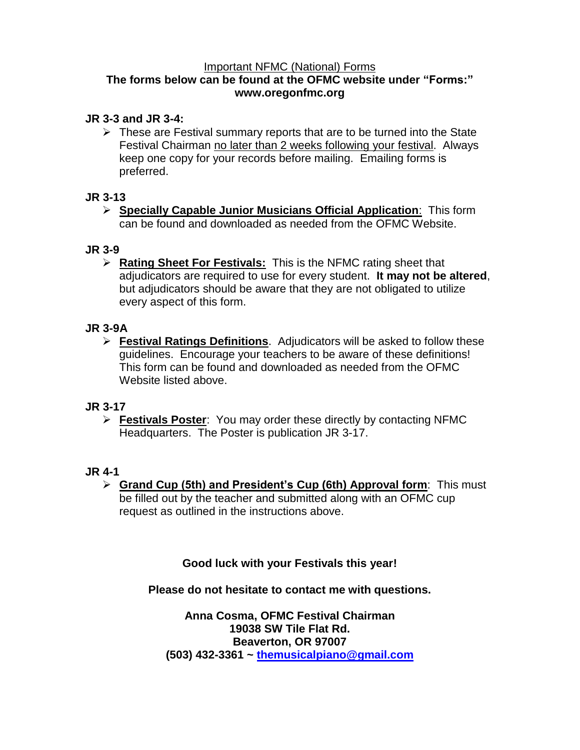Important NFMC (National) Forms

**The forms below can be found at the OFMC website under "Forms:" www.oregonfmc.org**

**JR 3-3 and JR 3-4:**

- These are Festival summary reports that are to be turned into the State Festival Chairman no later than 2 weeks following your festival. Always keep one copy for your records before mailing. Emailing forms is preferred.

**JR 3-13**

- **Specially Capable Junior Musicians Official Application**: This form can be found and downloaded as needed from the OFMC Website.

**JR 3-9**

- **Rating Sheet For Festivals:** This is the NFMC rating sheet that adjudicators are required to use for every student. **It may not be altered**, but adjudicators should be aware that they are not obligated to utilize every aspect of this form.

**JR 3-9A**

- **Festival Ratings Definitions**. Adjudicators will be asked to follow these guidelines. Encourage your teachers to be aware of these definitions! This form can be found and downloaded as needed from the OFMC Website listed above.

**JR 3-17**

- **Festivals Poster**: You may order these directly by contacting NFMC Headquarters. The Poster is publication JR 3-17.

**JR 4-1**

- **Grand Cup (5th) and President's Cup (6th) Approval form**: This must be filled out by the teacher and submitted along with an OFMC cup request as outlined in the instructions above.

**Good luck with your Festivals this year!**

**Please do not hesitate to contact me with questions.**

**Anna Cosma, OFMC Festival Chairman**
**19038 SW Tile Flat Rd.**
**Beaverton, OR 97007**
**(503) 432-3361 ~ thcould@gmail.com**

Important NFMC (National) Forms

**The forms below can be found at the OFMC website under "Forms:" www.oregonfmc.org**

**JR 3-3 and JR 3-4:**

- These are Festival summary reports that are to be turned into the State Festival Chairman no later than 2 weeks following your festival. Always keep one copy for your records before mailing. Emailing forms is preferred.

**JR 3-13**

- **Specially Capable Junior Musicians Official Application**: This form can be found and downloaded as needed from the OFMC Website.

**JR 3-9**

- **Rating Sheet For Festivals:** This is the NFMC rating sheet that adjudicators are required to use for every student. **It may not be altered**, but adjudicators should be aware that they are not obligated to utilize every aspect of this form.

**JR 3-9A**

- **Festival Ratings Definitions**. Adjudicators will be asked to follow these guidelines. Encourage your teachers to be aware of these definitions! This form can be found and downloaded as needed from the OFMC Website listed above.

**JR 3-17**

- **Festivals Poster**: You may order these directly by contacting NFMC Headquarters. The Poster is publication JR 3-17.

**JR 4-1**

- **Grand Cup (5th) and President's Cup (6th) Approval form**: This must be filled out by the teacher and submitted along with an OFMC cup request as outlined in the instructions above.

**Good luck with your Festivals this year!**

**Please do not hesitate to contact me with questions.**

**Anna Cosma, OFMC Festival Chairman**
**19038 SW Tile Flat Rd.**
**Beaverton, OR 97007**
**(503) 432-3361 ~ themusicalpiano@gmail.com**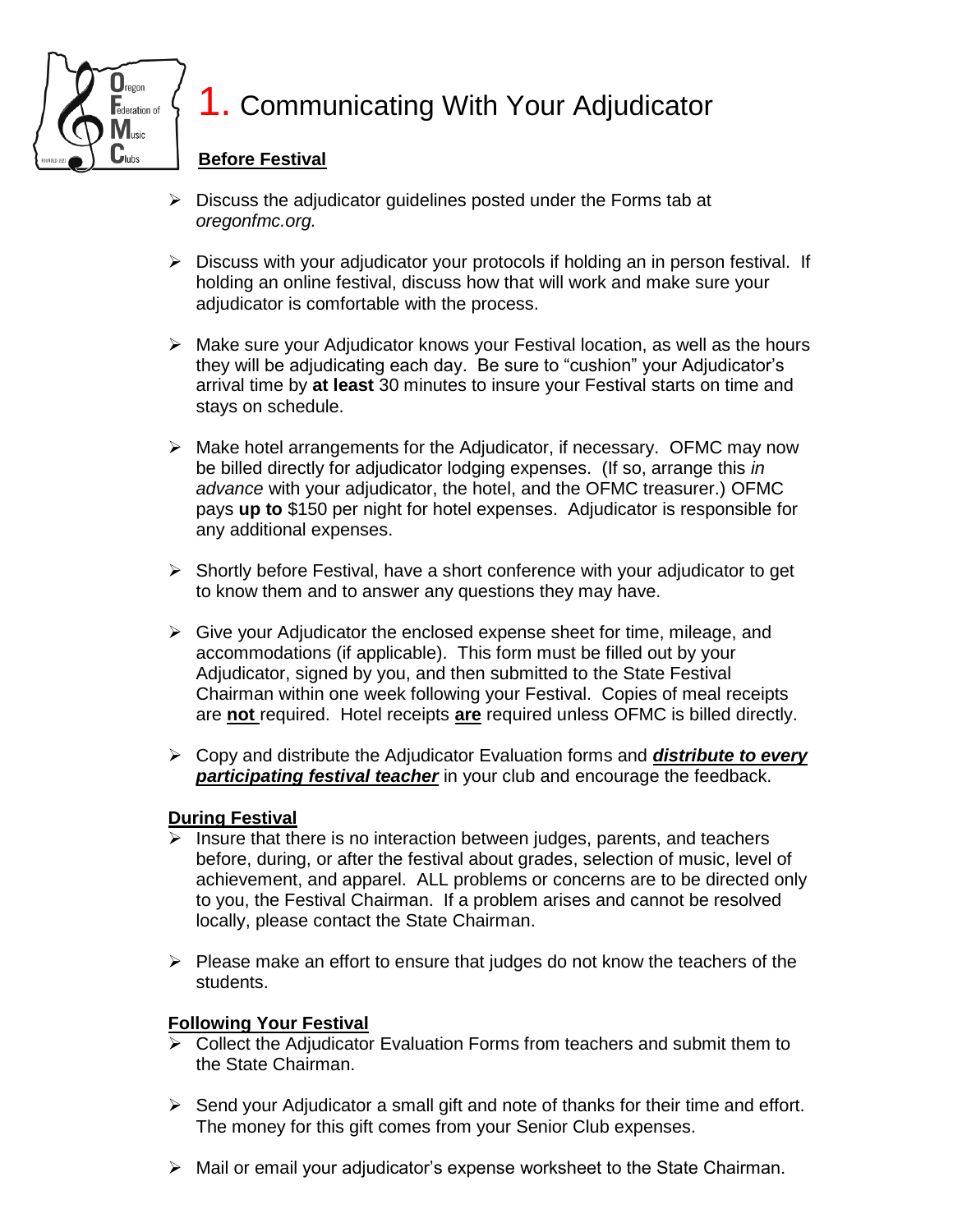# 1. Communicating With Your Adjudicator

**Before Festival**

- Discuss the adjudicator guidelines posted under the Forms tab at *oregonfmc.org.*
- Discuss with your adjudicator your protocols if holding an in person festival. If holding an online festival, discuss how that will work and make sure your adjudicator is comfortable with the process.
- Make sure your Adjudicator knows your Festival location, as well as the hours they will be adjudicating each day. Be sure to "cushion" your Adjudicator's arrival time by **at least** 30 minutes to insure your Festival starts on time and stays on schedule.
- Make hotel arrangements for the Adjudicator, if necessary. OFMC may now be billed directly for adjudicator lodging expenses. (If so, arrange this *in advance* with your adjudicator, the hotel, and the OFMC treasurer.) OFMC pays **up to** $150 per night for hotel expenses. Adjudicator is responsible for any additional expenses.
- Shortly before Festival, have a short conference with your adjudicator to get to know them and to answer any questions they may have.
- Give your Adjudicator the enclosed expense sheet for time, mileage, and accommodations (if applicable). This form must be filled out by your Adjudicator, signed by you, and then submitted to the State Festival Chairman within one week following your Festival. Copies of meal receipts are **not** required. Hotel receipts **are** required unless OFMC is billed directly.
- Copy and distribute the Adjudicator Evaluation forms and ***distribute to every participating festival teacher*** in your club and encourage the feedback.

**During Festival**

- Insure that there is no interaction between judges, parents, and teachers before, during, or after the festival about grades, selection of music, level of achievement, and apparel. ALL problems or concerns are to be directed only to you, the Festival Chairman. If a problem arises and cannot be resolved locally, please contact the State Chairman.
- Please make an effort to ensure that judges do not know the teachers of the students.

**Following Your Festival**

- Collect the Adjudicator Evaluation Forms from teachers and submit them to the State Chairman.
- Send your Adjudicator a small gift and note of thanks for their time and effort. The money for this gift comes from your Senior Club expenses.
- Mail or email your adjudicator's expense worksheet to the State Chairman.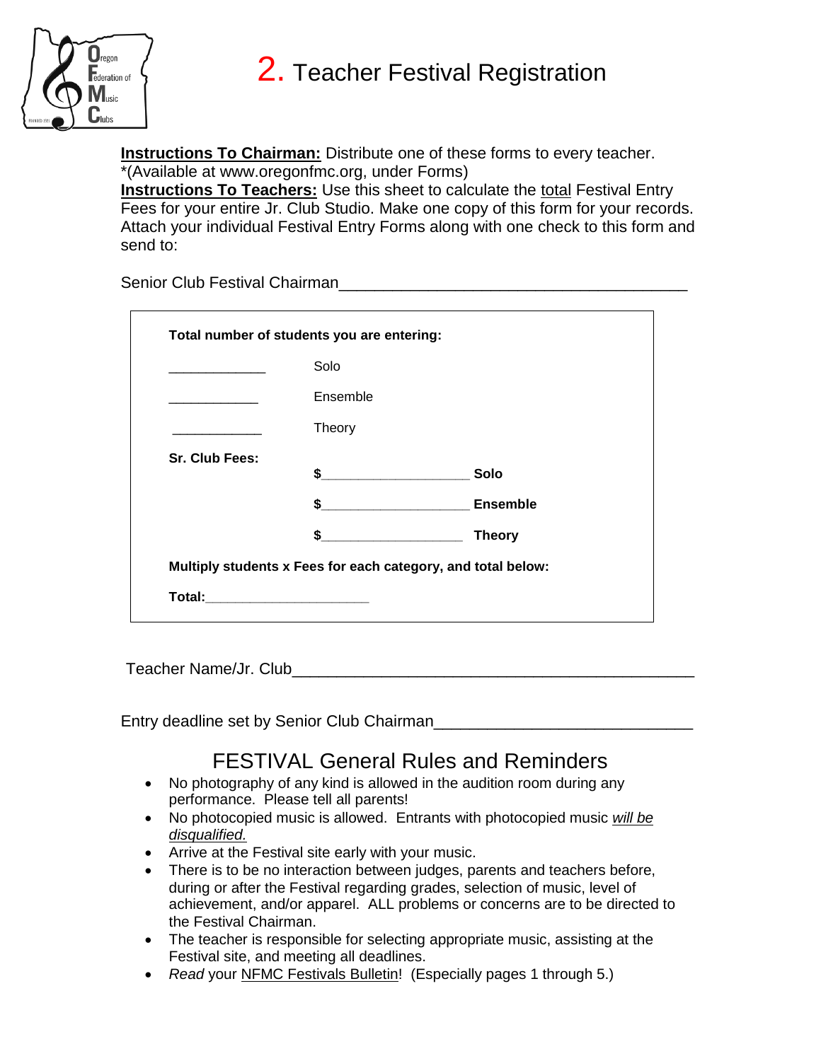# 2. Teacher Festival Registration

**Instructions To Chairman:** Distribute one of these forms to every teacher. *(Available at www.oregonfmc.org, under Forms)

**Instructions To Teachers:** Use this sheet to calculate the total Festival Entry Fees for your entire Jr. Club Studio. Make one copy of this form for your records. Attach your individual Festival Entry Forms along with one check to this form and send to:

Senior Club Festival Chairman_______________________________________

**Total number of students you are entering:**

____________ Solo

____________ Ensemble

____________ Theory

**Sr. Club Fees:**

**$__________________ Solo**

**$__________________ Ensemble**

**$__________________ Theory**

**Multiply students x Fees for each category, and total below:**

**Total:____________________**

Teacher Name/Jr. Club_____________________________________________

Entry deadline set by Senior Club Chairman____________________________

## FESTIVAL General Rules and Reminders

- No photography of any kind is allowed in the audition room during any performance. Please tell all parents!
- No photocopied music is allowed. Entrants with photocopied music *will be disqualified.*
- Arrive at the Festival site early with your music.
- There is to be no interaction between judges, parents and teachers before, during or after the Festival regarding grades, selection of music, level of achievement, and/or apparel. ALL problems or concerns are to be directed to the Festival Chairman.
- The teacher is responsible for selecting appropriate music, assisting at the Festival site, and meeting all deadlines.
- *Read* your NFMC Festivals Bulletin! (Especially pages 1 through 5.)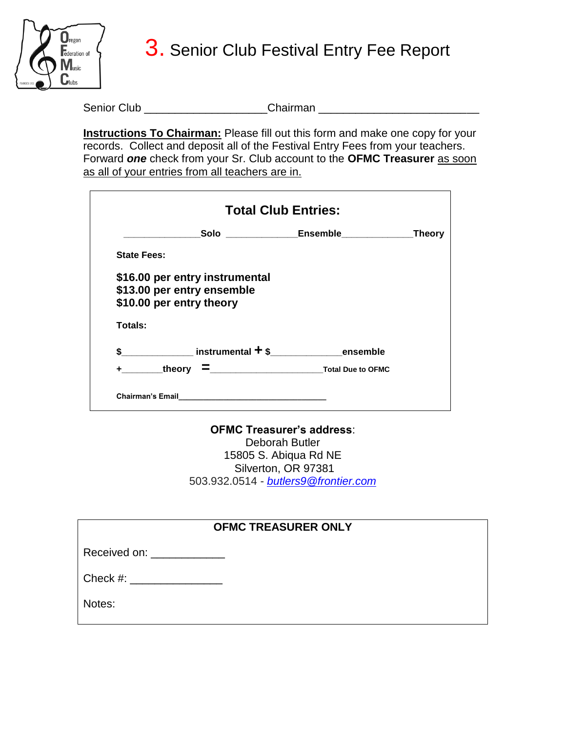# 3. Senior Club Festival Entry Fee Report

Senior Club ____________________Chairman _________________________

**Instructions To Chairman:** Please fill out this form and make one copy for your records. Collect and deposit all of the Festival Entry Fees from your teachers. Forward ***one*** check from your Sr. Club account to the **OFMC Treasurer** as soon as all of your entries from all teachers are in.

## Total Club Entries:

______________**Solo** _____________**Ensemble**_____________**Theory**

**State Fees:**

**$16.00 per entry instrumental**
**$13.00 per entry ensemble**
**$10.00 per entry theory**

**Totals:**

**$**_____________ **instrumental + $**_____________**ensemble**

**+**_______**theory =**_____________________**Total Due to OFMC**

**Chairman's Email**______________________________

**OFMC Treasurer's address**:
Deborah Butler
15805 S. Abiqua Rd NE
Silverton, OR 97381
503.932.0514 - *butlers9@frontier.com*

**OFMC TREASURER ONLY**

Received on: ___________

Check #: ______________

Notes: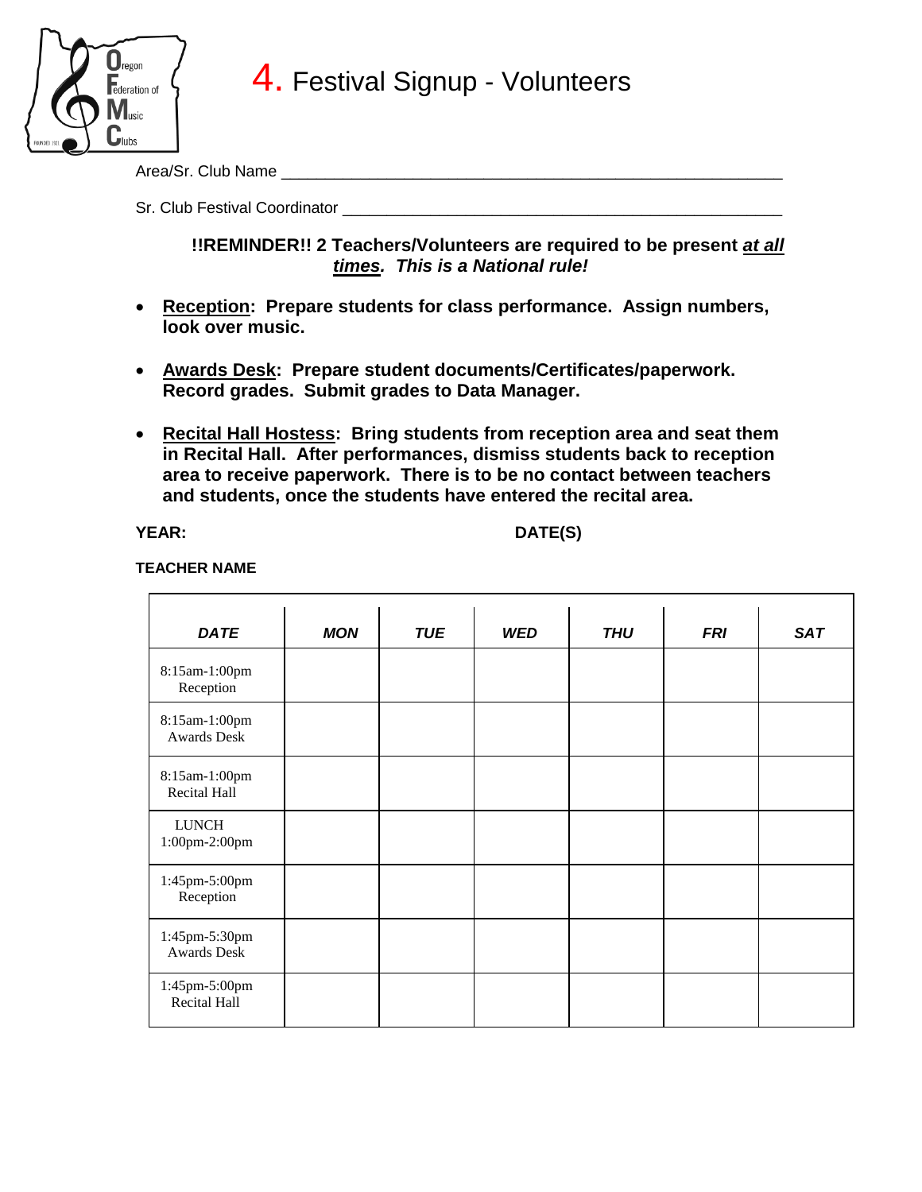# 4. Festival Signup - Volunteers

Area/Sr. Club Name ___________________________________________________________

Sr. Club Festival Coordinator __________________________________________________

**!!REMINDER!! 2 Teachers/Volunteers are required to be present *at all times*. *This is a National rule!***

- **Reception: Prepare students for class performance. Assign numbers, look over music.**
- **Awards Desk: Prepare student documents/Certificates/paperwork. Record grades. Submit grades to Data Manager.**
- **Recital Hall Hostess: Bring students from reception area and seat them in Recital Hall. After performances, dismiss students back to reception area to receive paperwork. There is to be no contact between teachers and students, once the students have entered the recital area.**

**YEAR:** **DATE(S)**

**TEACHER NAME**

| *DATE* | *MON* | *TUE* | *WED* | *THU* | *FRI* | *SAT* |
|---|---|---|---|---|---|---|
| 8:15am-1:00pm Reception | | | | | | |
| 8:15am-1:00pm Awards Desk | | | | | | |
| 8:15am-1:00pm Recital Hall | | | | | | |
| LUNCH 1:00pm-2:00pm | | | | | | |
| 1:45pm-5:00pm Reception | | | | | | |
| 1:45pm-5:30pm Awards Desk | | | | | | |
| 1:45pm-5:00pm Recital Hall | | | | | | |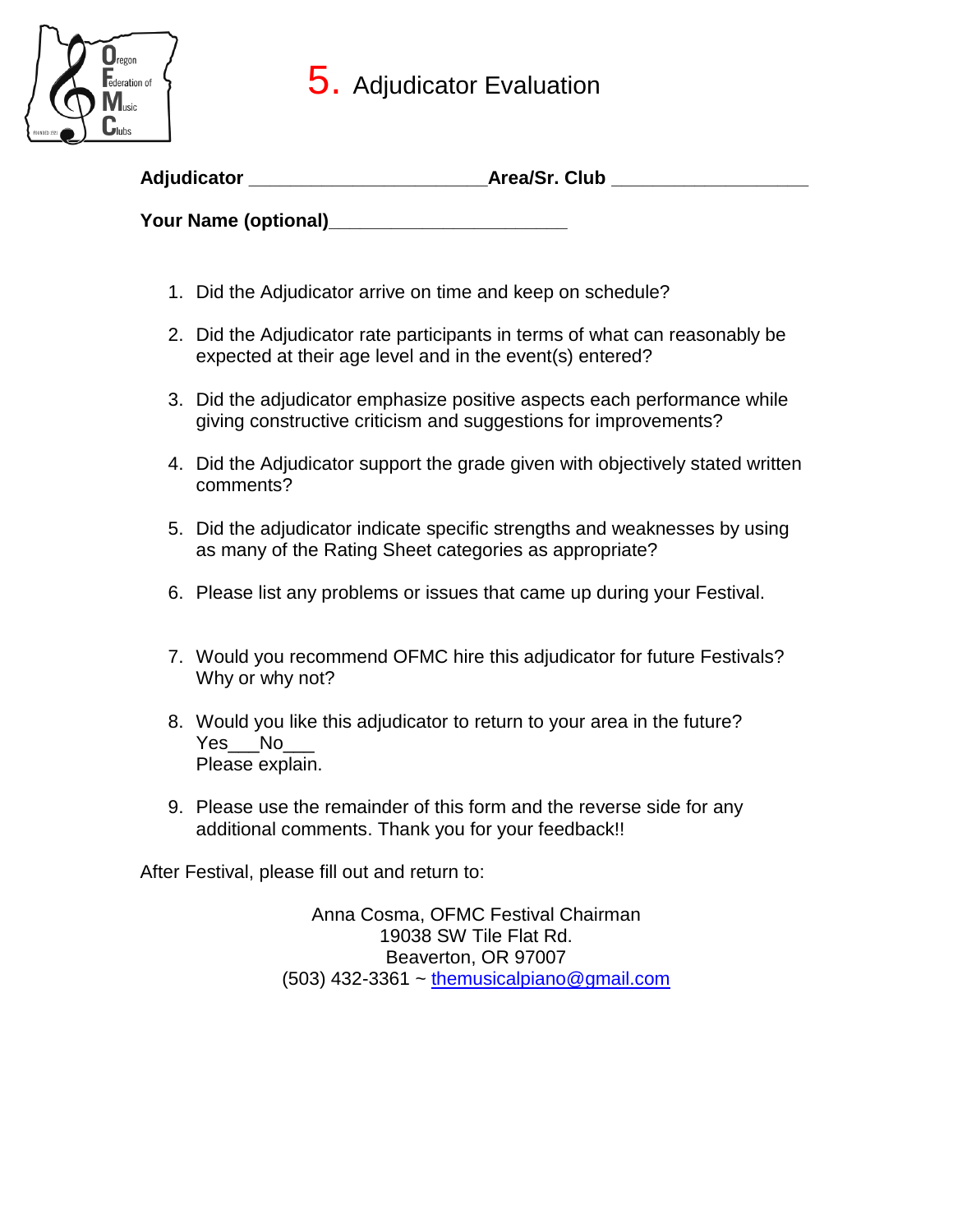# 5. Adjudicator Evaluation

**Adjudicator** ______________________ **Area/Sr. Club** __________________

**Your Name (optional)**______________________

1. Did the Adjudicator arrive on time and keep on schedule?
2. Did the Adjudicator rate participants in terms of what can reasonably be expected at their age level and in the event(s) entered?
3. Did the adjudicator emphasize positive aspects each performance while giving constructive criticism and suggestions for improvements?
4. Did the Adjudicator support the grade given with objectively stated written comments?
5. Did the adjudicator indicate specific strengths and weaknesses by using as many of the Rating Sheet categories as appropriate?
6. Please list any problems or issues that came up during your Festival.
7. Would you recommend OFMC hire this adjudicator for future Festivals? Why or why not?
8. Would you like this adjudicator to return to your area in the future?
   Yes___No___
   Please explain.
9. Please use the remainder of this form and the reverse side for any additional comments. Thank you for your feedback!!

After Festival, please fill out and return to:

Anna Cosma, OFMC Festival Chairman
19038 SW Tile Flat Rd.
Beaverton, OR 97007
(503) 432-3361 ~ themusicalpiano@gmail.com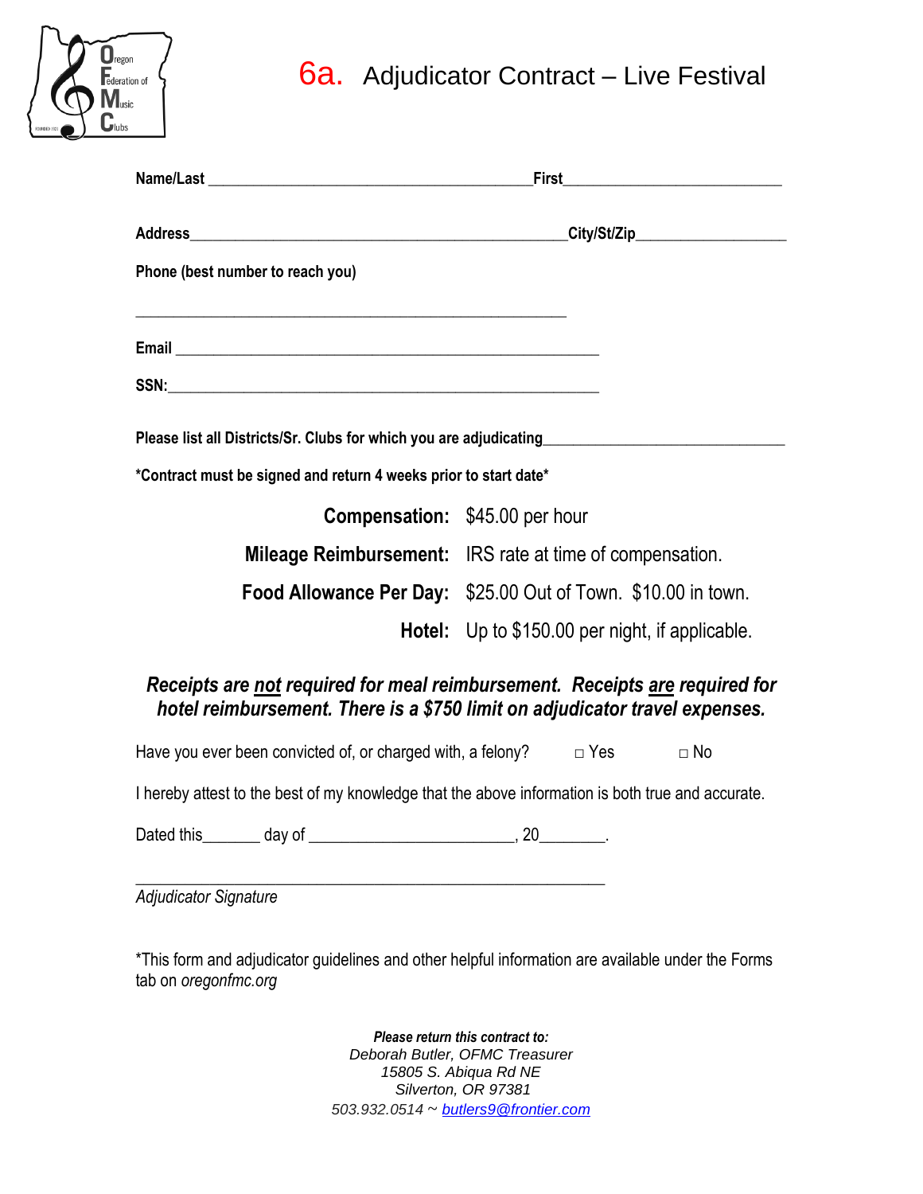# 6a. Adjudicator Contract – Live Festival

**Name/Last** ________________________________________ **First** ___________________________

**Address** _______________________________________________ **City/St/Zip** __________________

**Phone (best number to reach you)**

_____________________________________________________

**Email** _____________________________________________________

**SSN:** ______________________________________________________

**Please list all Districts/Sr. Clubs for which you are adjudicating** ______________________________

**\*Contract must be signed and return 4 weeks prior to start date\***

**Compensation:** $45.00 per hour

**Mileage Reimbursement:** IRS rate at time of compensation.

**Food Allowance Per Day:** $25.00 Out of Town. $10.00 in town.

**Hotel:** Up to $150.00 per night, if applicable.

***Receipts are not required for meal reimbursement. Receipts are required for hotel reimbursement. There is a $750 limit on adjudicator travel expenses.***

Have you ever been convicted of, or charged with, a felony? □ Yes □ No

I hereby attest to the best of my knowledge that the above information is both true and accurate.

Dated this_______ day of ________________________, 20________.

_______________________________________________________

*Adjudicator Signature*

\*This form and adjudicator guidelines and other helpful information are available under the Forms tab on *oregonfmc.org*

***Please return this contract to:***
*Deborah Butler, OFMC Treasurer*
*15805 S. Abiqua Rd NE*
*Silverton, OR 97381*
*503.932.0514 ~ butlers9@frontier.com*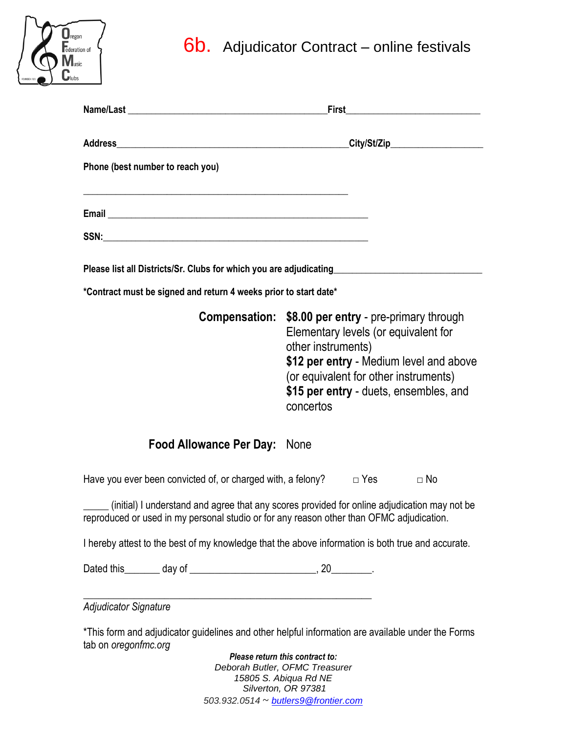# 6b. Adjudicator Contract – online festivals

**Name/Last** ________________________________________**First**___________________________

**Address**______________________________________________**City/St/Zip**__________________

**Phone (best number to reach you)**

_____________________________________________________

**Email** ____________________________________________________

**SSN:**_____________________________________________________

**Please list all Districts/Sr. Clubs for which you are adjudicating**______________________________

**\*Contract must be signed and return 4 weeks prior to start date\***

**Compensation:** **$8.00 per entry** - pre-primary through Elementary levels (or equivalent for other instruments)
**$12 per entry** - Medium level and above (or equivalent for other instruments)
**$15 per entry** - duets, ensembles, and concertos

**Food Allowance Per Day:** None

Have you ever been convicted of, or charged with, a felony? □ Yes □ No

_____ (initial) I understand and agree that any scores provided for online adjudication may not be reproduced or used in my personal studio or for any reason other than OFMC adjudication.

I hereby attest to the best of my knowledge that the above information is both true and accurate.

Dated this_______ day of ________________________, 20________.

_________________________________________________________

*Adjudicator Signature*

\*This form and adjudicator guidelines and other helpful information are available under the Forms tab on *oregonfmc.org*

***Please return this contract to:***
*Deborah Butler, OFMC Treasurer*
*15805 S. Abiqua Rd NE*
*Silverton, OR 97381*
*503.932.0514 ~ butlers9@frontier.com*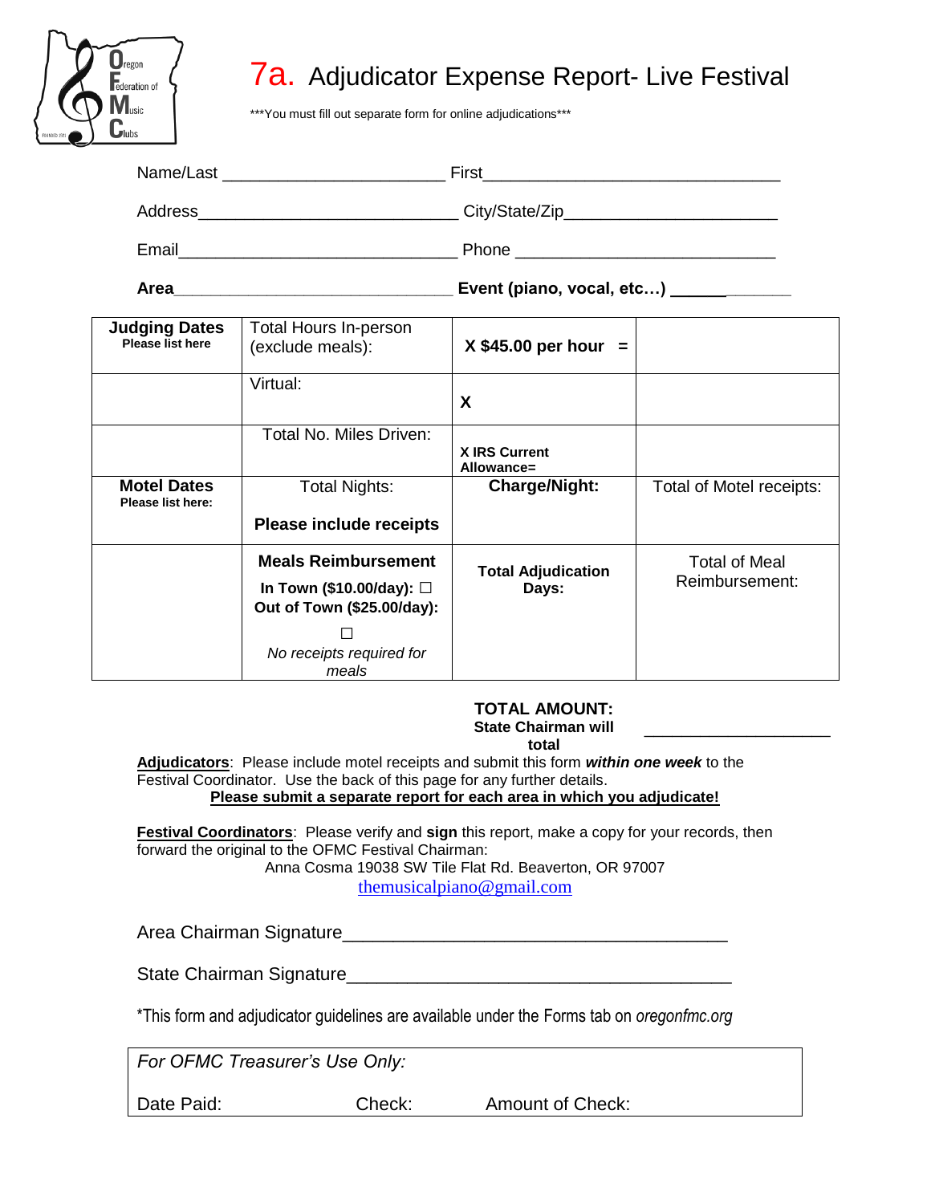# 7a. Adjudicator Expense Report- Live Festival

***You must fill out separate form for online adjudications***

Name/Last ________________________ First________________________________

Address____________________________ City/State/Zip______________________

Email______________________________ Phone ___________________________

**Area**______________________________ **Event (piano, vocal, etc…) ______**_______

| **Judging Dates** **Please list here** | Total Hours In-person (exclude meals): | **X $45.00 per hour =** | |
|---|---|---|---|
| | Virtual: | **X** | |
| | Total No. Miles Driven: | **X IRS Current Allowance=** | |
| **Motel Dates** **Please list here:** | Total Nights: **Please include receipts** | **Charge/Night:** | Total of Motel receipts: |
| | **Meals Reimbursement** **In Town ($10.00/day):** ☐ **Out of Town ($25.00/day):** ☐ *No receipts required for meals* | **Total Adjudication Days:** | Total of Meal Reimbursement: |

**TOTAL AMOUNT:**
**State Chairman will total** ____________________

**<u>Adjudicators</u>**: Please include motel receipts and submit this form ***within one week*** to the Festival Coordinator. Use the back of this page for any further details.

**<u>Please submit a separate report for each area in which you adjudicate!</u>**

**<u>Festival Coordinators</u>**: Please verify and **sign** this report, make a copy for your records, then forward the original to the OFMC Festival Chairman:

Anna Cosma 19038 SW Tile Flat Rd. Beaverton, OR 97007
themusicalpiano@gmail.com

Area Chairman Signature______________________________________

State Chairman Signature______________________________________

*This form and adjudicator guidelines are available under the Forms tab on *oregonfmc.org*

*For OFMC Treasurer's Use Only:*

Date Paid: Check: Amount of Check: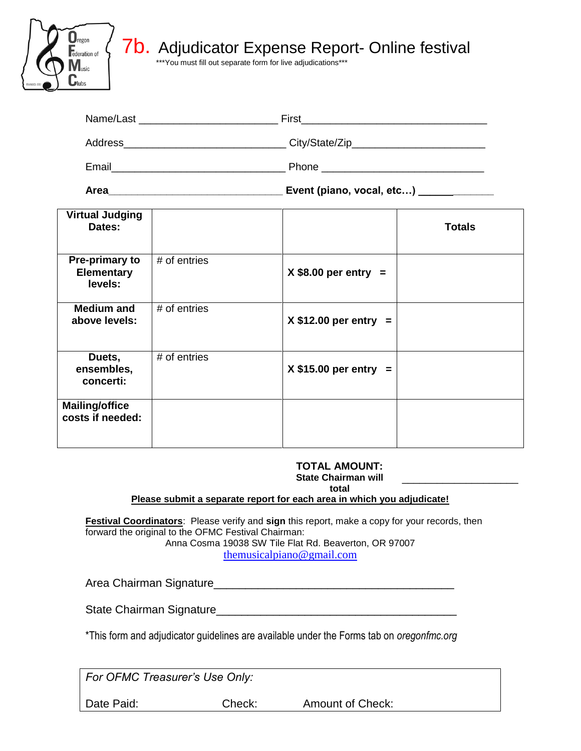# 7b. Adjudicator Expense Report- Online festival

***You must fill out separate form for live adjudications***

Name/Last _______________________ First_______________________________

Address___________________________ City/State/Zip______________________

Email_____________________________ Phone ___________________________

**Area**_____________________________ **Event (piano, vocal, etc…)** _____________

| **Virtual Judging Dates:** | | | **Totals** |
|---|---|---|---|
| **Pre-primary to Elementary levels:** | # of entries | **X $8.00 per entry =** | |
| **Medium and above levels:** | # of entries | **X $12.00 per entry =** | |
| **Duets, ensembles, concerti:** | # of entries | **X $15.00 per entry =** | |
| **Mailing/office costs if needed:** | | | |

**TOTAL AMOUNT:**
**State Chairman will total** ____________________

**Please submit a separate report for each area in which you adjudicate!**

**Festival Coordinators**: Please verify and **sign** this report, make a copy for your records, then forward the original to the OFMC Festival Chairman:

Anna Cosma 19038 SW Tile Flat Rd. Beaverton, OR 97007
themusicalpiano@gmail.com

Area Chairman Signature_____________________________________

State Chairman Signature_____________________________________

*This form and adjudicator guidelines are available under the Forms tab on *oregonfmc.org*

*For OFMC Treasurer's Use Only:*

Date Paid: Check: Amount of Check: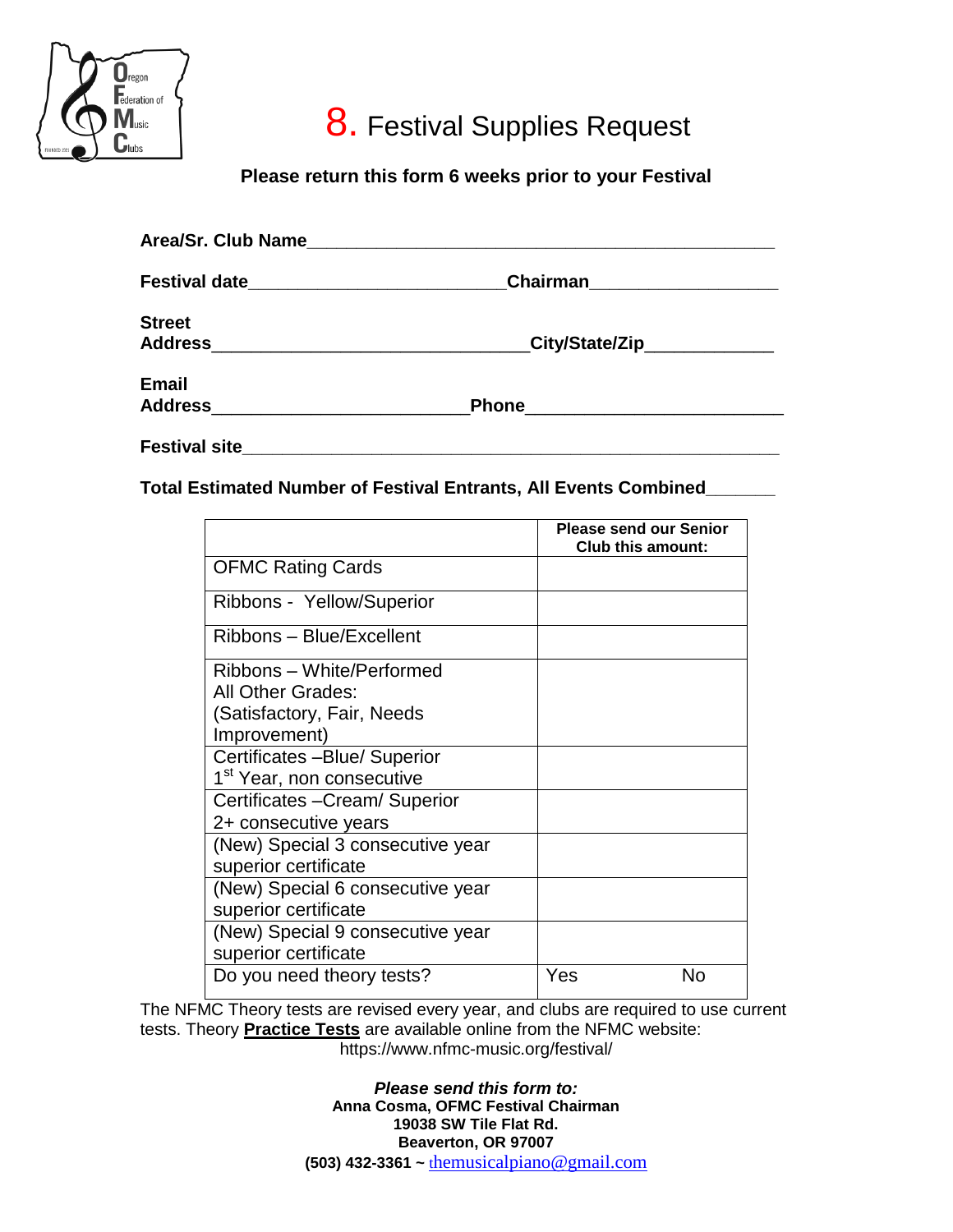# 8. Festival Supplies Request

**Please return this form 6 weeks prior to your Festival**

**Area/Sr. Club Name**_______________________________________________

**Festival date**_________________________ **Chairman**___________________

**Street Address**_______________________________ **City/State/Zip**_____________

**Email Address**_________________________ **Phone**_________________________

**Festival site**______________________________________________________

**Total Estimated Number of Festival Entrants, All Events Combined**_______

| | **Please send our Senior Club this amount:** | |
|---|---|---|
| OFMC Rating Cards | | |
| Ribbons - Yellow/Superior | | |
| Ribbons – Blue/Excellent | | |
| Ribbons – White/Performed All Other Grades: (Satisfactory, Fair, Needs Improvement) | | |
| Certificates –Blue/ Superior 1st Year, non consecutive | | |
| Certificates –Cream/ Superior 2+ consecutive years | | |
| (New) Special 3 consecutive year superior certificate | | |
| (New) Special 6 consecutive year superior certificate | | |
| (New) Special 9 consecutive year superior certificate | | |
| Do you need theory tests? | Yes | No |

The NFMC Theory tests are revised every year, and clubs are required to use current tests. Theory **Practice Tests** are available online from the NFMC website: https://www.nfmc-music.org/festival/

***Please send this form to:***
**Anna Cosma, OFMC Festival Chairman**
**19038 SW Tile Flat Rd.**
**Beaverton, OR 97007**
**(503) 432-3361 ~** themusicalpiano@gmail.com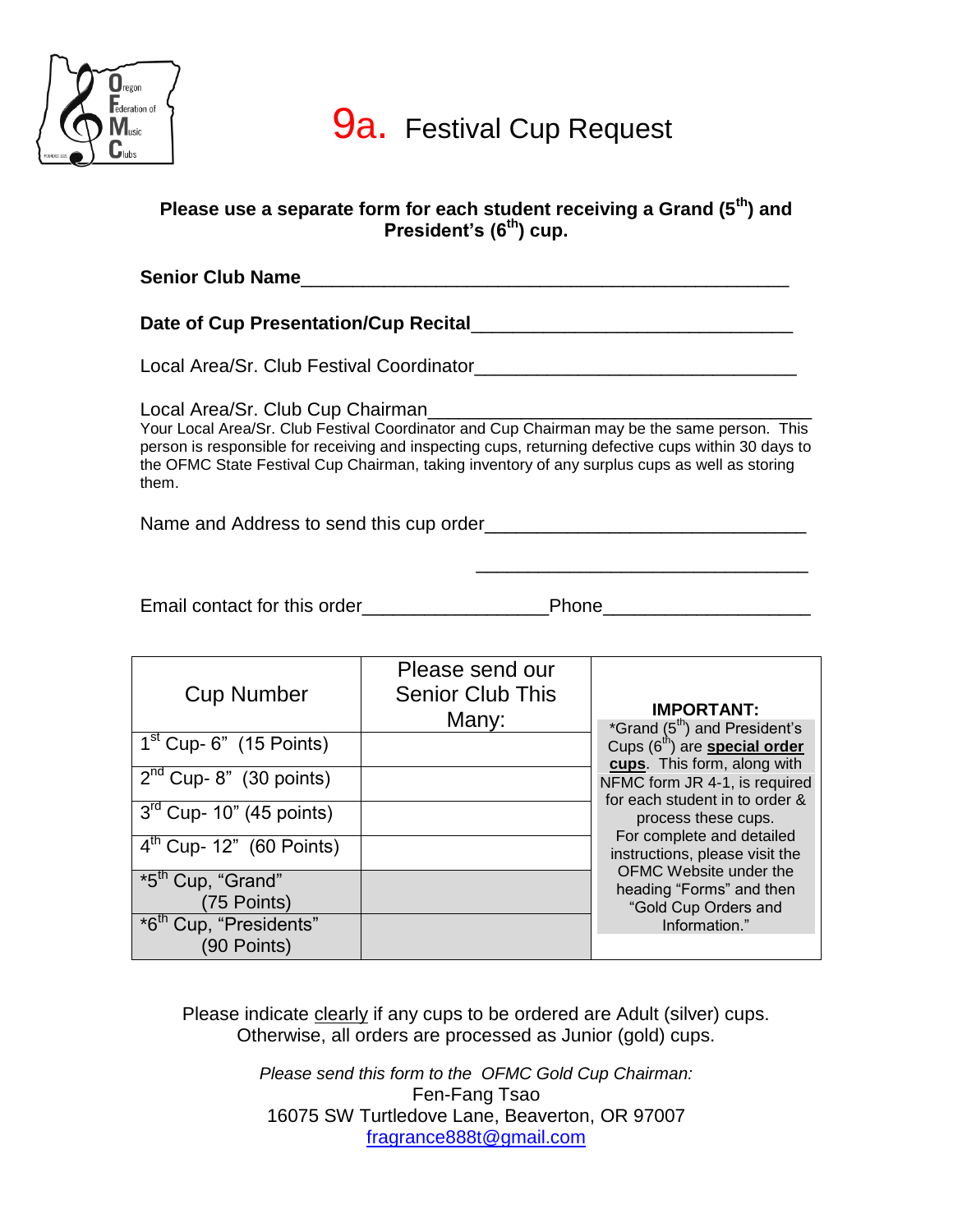# 9a. Festival Cup Request

**Please use a separate form for each student receiving a Grand (5th) and President's (6th) cup.**

**Senior Club Name**\_\_\_\_\_\_\_\_\_\_\_\_\_\_\_\_\_\_\_\_\_\_\_\_\_\_\_\_\_\_\_\_\_\_\_\_\_\_\_\_\_\_\_\_\_\_\_\_

**Date of Cup Presentation/Cup Recital**\_\_\_\_\_\_\_\_\_\_\_\_\_\_\_\_\_\_\_\_\_\_\_\_\_\_\_\_\_\_\_\_

Local Area/Sr. Club Festival Coordinator\_\_\_\_\_\_\_\_\_\_\_\_\_\_\_\_\_\_\_\_\_\_\_\_\_\_\_\_\_\_\_\_

Local Area/Sr. Club Cup Chairman\_\_\_\_\_\_\_\_\_\_\_\_\_\_\_\_\_\_\_\_\_\_\_\_\_\_\_\_\_\_\_\_\_\_\_\_\_\_
Your Local Area/Sr. Club Festival Coordinator and Cup Chairman may be the same person. This person is responsible for receiving and inspecting cups, returning defective cups within 30 days to the OFMC State Festival Cup Chairman, taking inventory of any surplus cups as well as storing them.

Name and Address to send this cup order\_\_\_\_\_\_\_\_\_\_\_\_\_\_\_\_\_\_\_\_\_\_\_\_\_\_\_\_\_\_\_\_

\_\_\_\_\_\_\_\_\_\_\_\_\_\_\_\_\_\_\_\_\_\_\_\_\_\_\_\_\_\_\_\_

Email contact for this order\_\_\_\_\_\_\_\_\_\_\_\_\_\_\_\_\_\_Phone\_\_\_\_\_\_\_\_\_\_\_\_\_\_\_\_\_\_\_\_

| Cup Number | Please send our Senior Club This Many: | |
|---|---|---|
| 1st Cup- 6" (15 Points) | | **IMPORTANT:** *Grand (5th) and President's Cups (6th) are **special order cups**. This form, along with NFMC form JR 4-1, is required for each student in to order & process these cups. For complete and detailed instructions, please visit the OFMC Website under the heading "Forms" and then "Gold Cup Orders and Information." |
| 2nd Cup- 8" (30 points) | | |
| 3rd Cup- 10" (45 points) | | |
| 4th Cup- 12" (60 Points) | | |
| *5th Cup, "Grand" (75 Points) | | |
| *6th Cup, "Presidents" (90 Points) | | |

Please indicate clearly if any cups to be ordered are Adult (silver) cups. Otherwise, all orders are processed as Junior (gold) cups.

*Please send this form to the OFMC Gold Cup Chairman:*
Fen-Fang Tsao
16075 SW Turtledove Lane, Beaverton, OR 97007
fragrance888t@gmail.com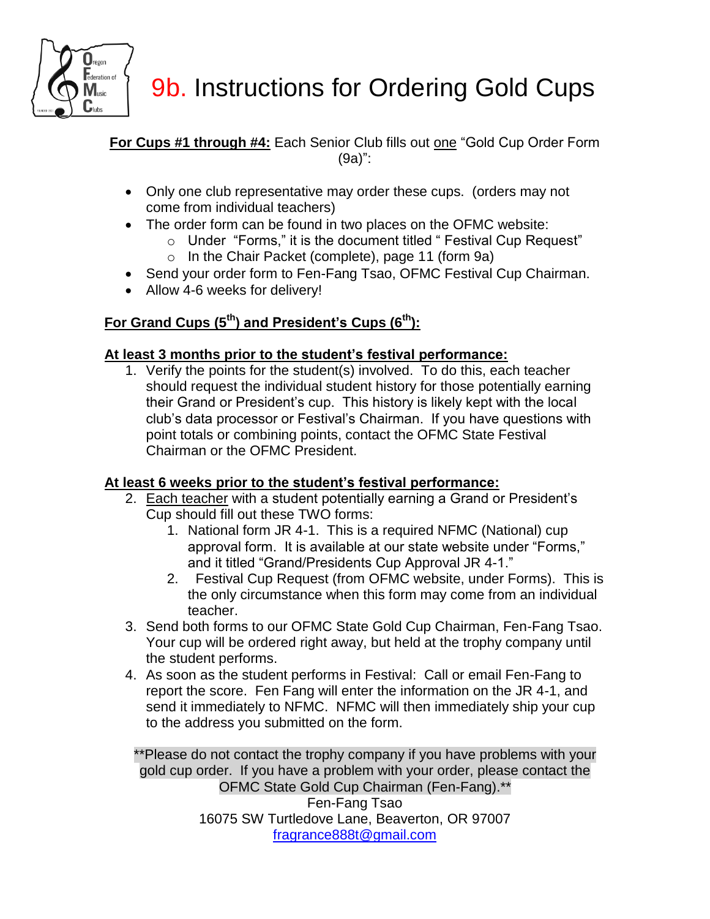# 9b. Instructions for Ordering Gold Cups

**For Cups #1 through #4:** Each Senior Club fills out one "Gold Cup Order Form (9a)":

- Only one club representative may order these cups. (orders may not come from individual teachers)
- The order form can be found in two places on the OFMC website:
  - Under "Forms," it is the document titled " Festival Cup Request"
  - In the Chair Packet (complete), page 11 (form 9a)
- Send your order form to Fen-Fang Tsao, OFMC Festival Cup Chairman.
- Allow 4-6 weeks for delivery!

**For Grand Cups (5th) and President's Cups (6th):**

**At least 3 months prior to the student's festival performance:**

1. Verify the points for the student(s) involved. To do this, each teacher should request the individual student history for those potentially earning their Grand or President's cup. This history is likely kept with the local club's data processor or Festival's Chairman. If you have questions with point totals or combining points, contact the OFMC State Festival Chairman or the OFMC President.

**At least 6 weeks prior to the student's festival performance:**

2. Each teacher with a student potentially earning a Grand or President's Cup should fill out these TWO forms:
   1. National form JR 4-1. This is a required NFMC (National) cup approval form. It is available at our state website under "Forms," and it titled "Grand/Presidents Cup Approval JR 4-1."
   2. Festival Cup Request (from OFMC website, under Forms). This is the only circumstance when this form may come from an individual teacher.
3. Send both forms to our OFMC State Gold Cup Chairman, Fen-Fang Tsao. Your cup will be ordered right away, but held at the trophy company until the student performs.
4. As soon as the student performs in Festival: Call or email Fen-Fang to report the score. Fen Fang will enter the information on the JR 4-1, and send it immediately to NFMC. NFMC will then immediately ship your cup to the address you submitted on the form.

**Please do not contact the trophy company if you have problems with your gold cup order. If you have a problem with your order, please contact the OFMC State Gold Cup Chairman (Fen-Fang).**

Fen-Fang Tsao
16075 SW Turtledove Lane, Beaverton, OR 97007
fragrance888t@gmail.com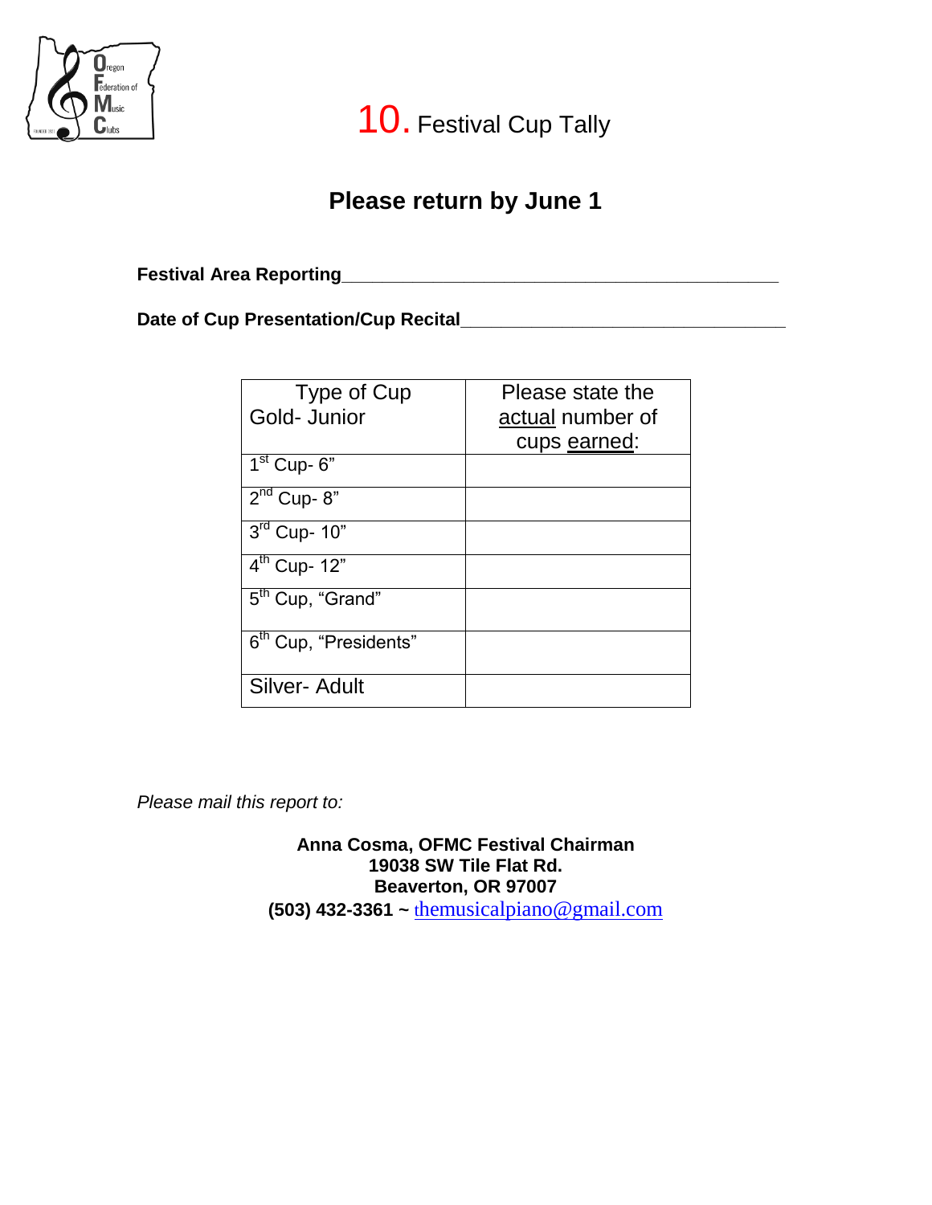# 10. Festival Cup Tally

## Please return by June 1

**Festival Area Reporting**\_\_\_\_\_\_\_\_\_\_\_\_\_\_\_\_\_\_\_\_\_\_\_\_\_\_\_\_\_\_\_\_\_\_\_\_\_\_\_\_\_\_

**Date of Cup Presentation/Cup Recital**\_\_\_\_\_\_\_\_\_\_\_\_\_\_\_\_\_\_\_\_\_\_\_\_\_\_\_\_\_\_\_\_

| Type of Cup Gold- Junior | Please state the actual number of cups earned: |
|---|---|
| 1st Cup- 6” | |
| 2nd Cup- 8” | |
| 3rd Cup- 10” | |
| 4th Cup- 12” | |
| 5th Cup, “Grand” | |
| 6th Cup, “Presidents” | |
| Silver- Adult | |

*Please mail this report to:*

**Anna Cosma, OFMC Festival Chairman**
**19038 SW Tile Flat Rd.**
**Beaverton, OR 97007**
**(503) 432-3361 ~** themusicalpiano@gmail.com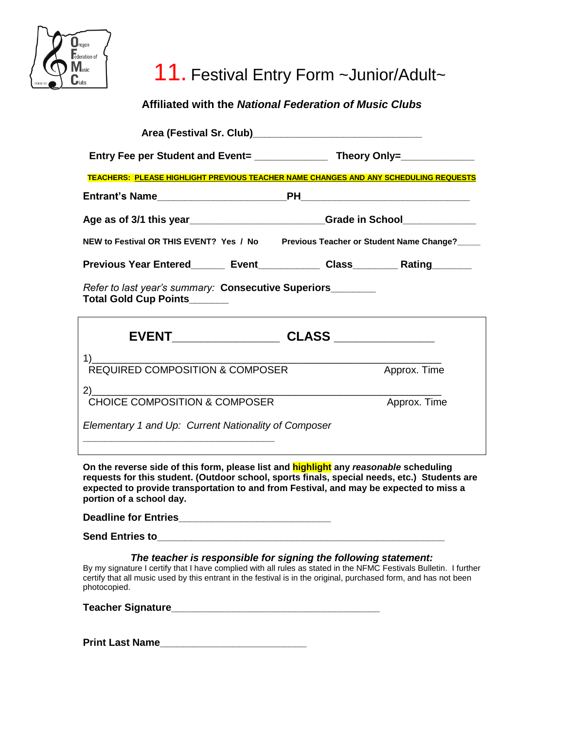# 11. Festival Entry Form ~Junior/Adult~

**Affiliated with the *National Federation of Music Clubs***

**Area (Festival Sr. Club)_______________________________**

**Entry Fee per Student and Event= _____________ Theory Only=_____________**

**TEACHERS: PLEASE HIGHLIGHT PREVIOUS TEACHER NAME CHANGES AND ANY SCHEDULING REQUESTS**

**Entrant's Name________________________PH________________________________**

**Age as of 3/1 this year_________________________Grade in School_____________**

**NEW to Festival OR THIS EVENT? Yes / No   Previous Teacher or Student Name Change?_____**

**Previous Year Entered______ Event___________ Class________ Rating_______**

*Refer to last year's summary:* **Consecutive Superiors________**
**Total Gold Cup Points_______**

**EVENT________________ CLASS _______________**

1)_________________________________________________________________
REQUIRED COMPOSITION & COMPOSER                                Approx. Time

2)_________________________________________________________________
CHOICE COMPOSITION & COMPOSER                                Approx. Time

*Elementary 1 and Up: Current Nationality of Composer*
___________________________________

**On the reverse side of this form, please list and highlight any *reasonable* scheduling requests for this student. (Outdoor school, sports finals, special needs, etc.) Students are expected to provide transportation to and from Festival, and may be expected to miss a portion of a school day.**

**Deadline for Entries____________________________**

**Send Entries to______________________________________________________**

***The teacher is responsible for signing the following statement:***

By my signature I certify that I have complied with all rules as stated in the NFMC Festivals Bulletin. I further certify that all music used by this entrant in the festival is in the original, purchased form, and has not been photocopied.

**Teacher Signature_______________________________________**

**Print Last Name___________________________**